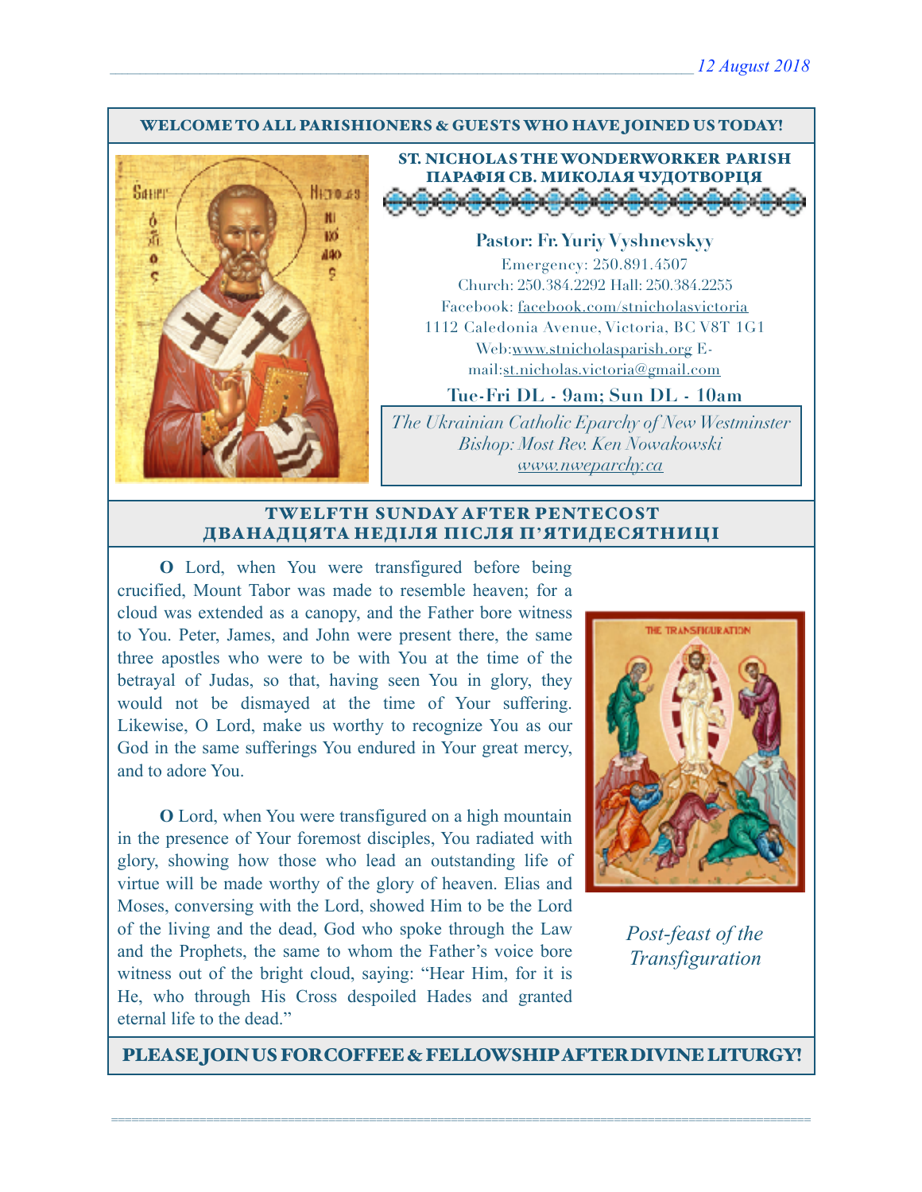12 August 2018

**WELCOME TO ALL PARISHIONERS & GUESTS WHO HAVE JOINED US TODAY!**

## ST. NICHOLAS THE WONDERWORKER PARISH
## ПАРАФІЯ СВ. МИКОЛАЯ ЧУДОТВОРЦЯ

**Pastor: Fr. Yuriy Vyshnevskyy**

Emergency: 250.891.4507
Church: 250.384.2292 Hall: 250.384.2255
Facebook: facebook.com/stnicholasvictoria
1112 Caledonia Avenue, Victoria, BC V8T 1G1
Web:www.stnicholasparish.org E-mail:st.nicholas.victoria@gmail.com

**Tue-Fri DL - 9am; Sun DL - 10am**

*The Ukrainian Catholic Eparchy of New Westminster*
*Bishop: Most Rev. Ken Nowakowski*
*www.nweparchy.ca*

## TWELFTH SUNDAY AFTER PENTECOST
## ДВАНАДЦЯТА НЕДІЛЯ ПІСЛЯ П'ЯТИДЕСЯТНИЦІ

**O** Lord, when You were transfigured before being crucified, Mount Tabor was made to resemble heaven; for a cloud was extended as a canopy, and the Father bore witness to You. Peter, James, and John were present there, the same three apostles who were to be with You at the time of the betrayal of Judas, so that, having seen You in glory, they would not be dismayed at the time of Your suffering. Likewise, O Lord, make us worthy to recognize You as our God in the same sufferings You endured in Your great mercy, and to adore You.

**O** Lord, when You were transfigured on a high mountain in the presence of Your foremost disciples, You radiated with glory, showing how those who lead an outstanding life of virtue will be made worthy of the glory of heaven. Elias and Moses, conversing with the Lord, showed Him to be the Lord of the living and the dead, God who spoke through the Law and the Prophets, the same to whom the Father's voice bore witness out of the bright cloud, saying: "Hear Him, for it is He, who through His Cross despoiled Hades and granted eternal life to the dead."

THE TRANSFIGURATION

*Post-feast of the Transfiguration*

**PLEASE JOIN US FOR COFFEE & FELLOWSHIP AFTER DIVINE LITURGY!**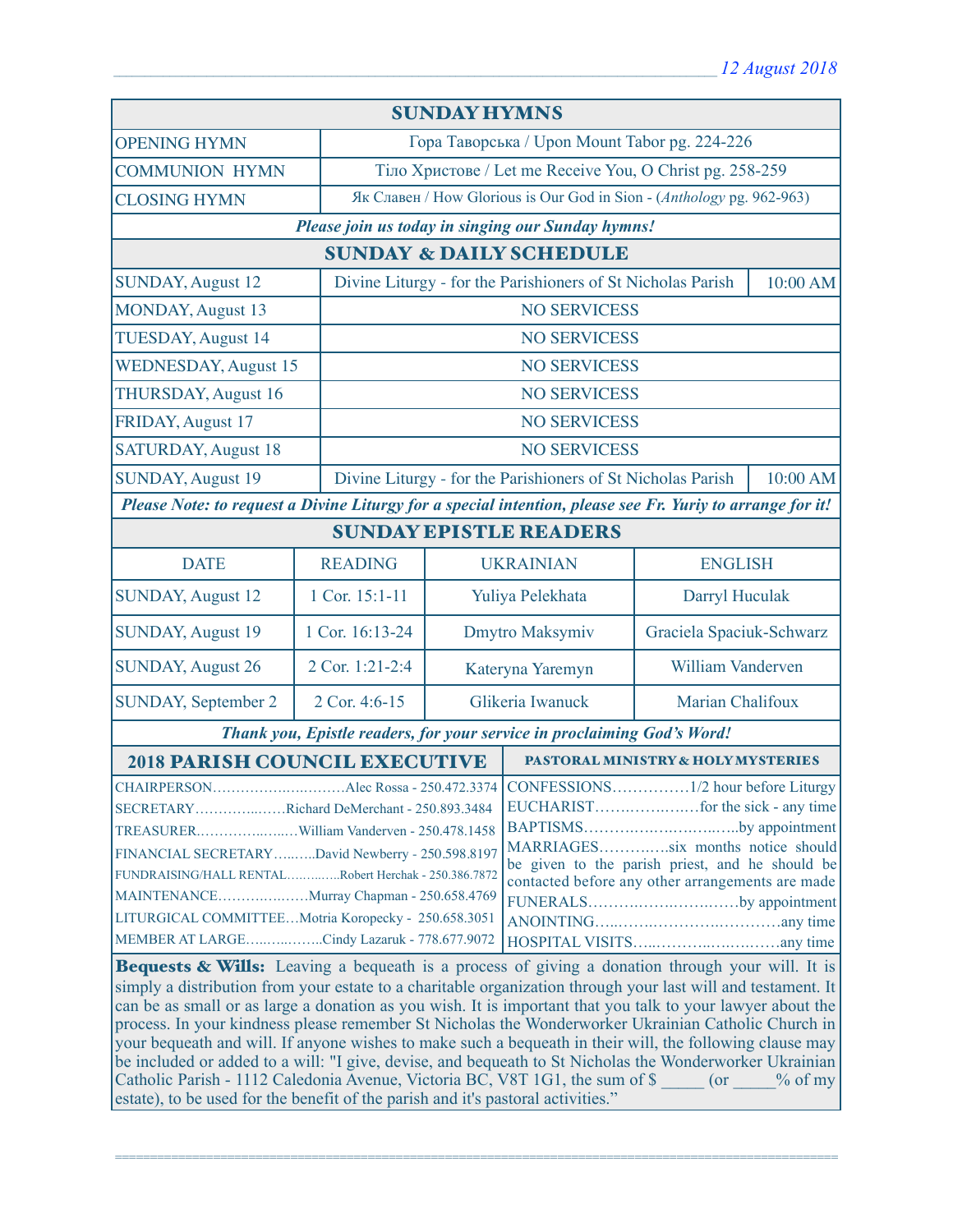12 August 2018

## SUNDAY HYMNS

| | |
|---|---|
| OPENING HYMN | Гора Таворська / Upon Mount Tabor pg. 224-226 |
| COMMUNION HYMN | Тіло Христове / Let me Receive You, O Christ pg. 258-259 |
| CLOSING HYMN | Як Славен / How Glorious is Our God in Sion - (*Anthology* pg. 962-963) |

***Please join us today in singing our Sunday hymns!***

## SUNDAY & DAILY SCHEDULE

| | | |
|---|---|---|
| SUNDAY, August 12 | Divine Liturgy - for the Parishioners of St Nicholas Parish | 10:00 AM |
| MONDAY, August 13 | NO SERVICESS | |
| TUESDAY, August 14 | NO SERVICESS | |
| WEDNESDAY, August 15 | NO SERVICESS | |
| THURSDAY, August 16 | NO SERVICESS | |
| FRIDAY, August 17 | NO SERVICESS | |
| SATURDAY, August 18 | NO SERVICESS | |
| SUNDAY, August 19 | Divine Liturgy - for the Parishioners of St Nicholas Parish | 10:00 AM |

***Please Note: to request a Divine Liturgy for a special intention, please see Fr. Yuriy to arrange for it!***

## SUNDAY EPISTLE READERS

| DATE | READING | UKRAINIAN | ENGLISH |
|---|---|---|---|
| SUNDAY, August 12 | 1 Cor. 15:1-11 | Yuliya Pelekhata | Darryl Huculak |
| SUNDAY, August 19 | 1 Cor. 16:13-24 | Dmytro Maksymiv | Graciela Spaciuk-Schwarz |
| SUNDAY, August 26 | 2 Cor. 1:21-2:4 | Kateryna Yaremyn | William Vanderven |
| SUNDAY, September 2 | 2 Cor. 4:6-15 | Glikeria Iwanuck | Marian Chalifoux |

***Thank you, Epistle readers, for your service in proclaiming God's Word!***

## 2018 PARISH COUNCIL EXECUTIVE

- CHAIRPERSON……………………….Alec Rossa - 250.472.3374
- SECRETARY……………….Richard DeMerchant - 250.893.3484
- TREASURER……………………William Vanderven - 250.478.1458
- FINANCIAL SECRETARY……..David Newberry - 250.598.8197
- FUNDRAISING/HALL RENTAL…………..Robert Herchak - 250.386.7872
- MAINTENANCE………………Murray Chapman - 250.658.4769
- LITURGICAL COMMITTEE…Motria Koropecky - 250.658.3051
- MEMBER AT LARGE……………..Cindy Lazaruk - 778.677.9072

## PASTORAL MINISTRY & HOLY MYSTERIES

- CONFESSIONS……………1/2 hour before Liturgy
- EUCHARIST………………for the sick - any time
- BAPTISMS……………………………by appointment
- MARRIAGES…………six months notice should be given to the parish priest, and he should be contacted before any other arrangements are made
- FUNERALS……………………………by appointment
- ANOINTING……………………………any time
- HOSPITAL VISITS……………………………any time

**Bequests & Wills:** Leaving a bequeath is a process of giving a donation through your will. It is simply a distribution from your estate to a charitable organization through your last will and testament. It can be as small or as large a donation as you wish. It is important that you talk to your lawyer about the process. In your kindness please remember St Nicholas the Wonderworker Ukrainian Catholic Church in your bequeath and will. If anyone wishes to make such a bequeath in their will, the following clause may be included or added to a will: "I give, devise, and bequeath to St Nicholas the Wonderworker Ukrainian Catholic Parish - 1112 Caledonia Avenue, Victoria BC, V8T 1G1, the sum of $ _____ (or _____% of my estate), to be used for the benefit of the parish and it's pastoral activities."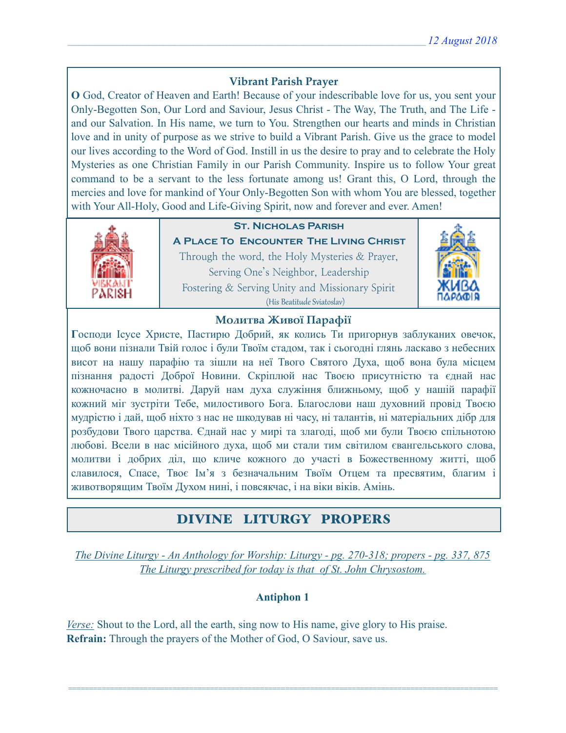### Vibrant Parish Prayer

**O** God, Creator of Heaven and Earth! Because of your indescribable love for us, you sent your Only-Begotten Son, Our Lord and Saviour, Jesus Christ - The Way, The Truth, and The Life - and our Salvation. In His name, we turn to You. Strengthen our hearts and minds in Christian love and in unity of purpose as we strive to build a Vibrant Parish. Give us the grace to model our lives according to the Word of God. Instill in us the desire to pray and to celebrate the Holy Mysteries as one Christian Family in our Parish Community. Inspire us to follow Your great command to be a servant to the less fortunate among us! Grant this, O Lord, through the mercies and love for mankind of Your Only-Begotten Son with whom You are blessed, together with Your All-Holy, Good and Life-Giving Spirit, now and forever and ever. Amen!

**St. Nicholas Parish**

**A Place To Encounter The Living Christ**

Through the word, the Holy Mysteries & Prayer,
Serving One's Neighbor, Leadership
Fostering & Serving Unity and Missionary Spirit
(His Beatitude Sviatoslav)

### Молитва Живої Парафії

**Г**осподи Ісусе Христе, Пастирю Добрий, як колись Ти пригорнув заблуканих овечок, щоб вони пізнали Твій голос і були Твоїм стадом, так і сьогодні глянь ласкаво з небесних висот на нашу парафію та зішли на неї Твого Святого Духа, щоб вона була місцем пізнання радості Доброї Новини. Скріплюй нас Твоєю присутністю та єднай нас кожночасно в молитві. Даруй нам духа служіння ближньому, щоб у нашій парафії кожний міг зустріти Тебе, милостивого Бога. Благослови наш духовний провід Твоєю мудрістю і дай, щоб ніхто з нас не шкодував ні часу, ні талантів, ні матеріальних дібр для розбудови Твого царства. Єднай нас у мирі та злагоді, щоб ми були Твоєю спільнотою любові. Всели в нас місійного духа, щоб ми стали тим світилом євангельського слова, молитви і добрих діл, що кличе кожного до участі в Божественному житті, щоб славилося, Спасе, Твоє Ім'я з безначальним Твоїм Отцем та пресвятим, благим і животворящим Твоїм Духом нині, і повсякчас, і на віки віків. Амінь.

## DIVINE LITURGY PROPERS

*The Divine Liturgy - An Anthology for Worship: Liturgy - pg. 270-318; propers - pg. 337, 875*
*The Liturgy prescribed for today is that of St. John Chrysostom.*

**Antiphon 1**

*Verse:* Shout to the Lord, all the earth, sing now to His name, give glory to His praise.
**Refrain:** Through the prayers of the Mother of God, O Saviour, save us.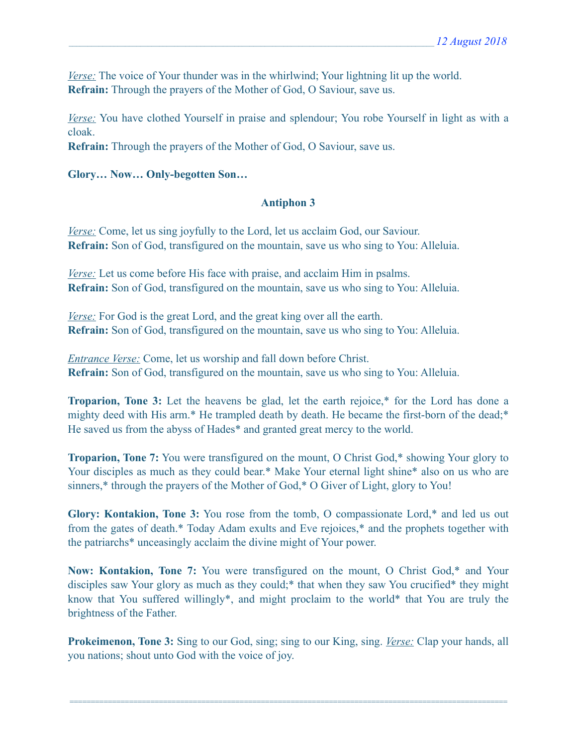*Verse:* The voice of Your thunder was in the whirlwind; Your lightning lit up the world.
**Refrain:** Through the prayers of the Mother of God, O Saviour, save us.

*Verse:* You have clothed Yourself in praise and splendour; You robe Yourself in light as with a cloak.
**Refrain:** Through the prayers of the Mother of God, O Saviour, save us.

**Glory… Now… Only-begotten Son…**

## Antiphon 3

*Verse:* Come, let us sing joyfully to the Lord, let us acclaim God, our Saviour.
**Refrain:** Son of God, transfigured on the mountain, save us who sing to You: Alleluia.

*Verse:* Let us come before His face with praise, and acclaim Him in psalms.
**Refrain:** Son of God, transfigured on the mountain, save us who sing to You: Alleluia.

*Verse:* For God is the great Lord, and the great king over all the earth.
**Refrain:** Son of God, transfigured on the mountain, save us who sing to You: Alleluia.

*Entrance Verse:* Come, let us worship and fall down before Christ.
**Refrain:** Son of God, transfigured on the mountain, save us who sing to You: Alleluia.

**Troparion, Tone 3:** Let the heavens be glad, let the earth rejoice,* for the Lord has done a mighty deed with His arm.* He trampled death by death. He became the first-born of the dead;* He saved us from the abyss of Hades* and granted great mercy to the world.

**Troparion, Tone 7:** You were transfigured on the mount, O Christ God,* showing Your glory to Your disciples as much as they could bear.* Make Your eternal light shine* also on us who are sinners,* through the prayers of the Mother of God,* O Giver of Light, glory to You!

**Glory: Kontakion, Tone 3:** You rose from the tomb, O compassionate Lord,* and led us out from the gates of death.* Today Adam exults and Eve rejoices,* and the prophets together with the patriarchs* unceasingly acclaim the divine might of Your power.

**Now: Kontakion, Tone 7:** You were transfigured on the mount, O Christ God,* and Your disciples saw Your glory as much as they could;* that when they saw You crucified* they might know that You suffered willingly*, and might proclaim to the world* that You are truly the brightness of the Father.

**Prokeimenon, Tone 3:** Sing to our God, sing; sing to our King, sing. *Verse:* Clap your hands, all you nations; shout unto God with the voice of joy.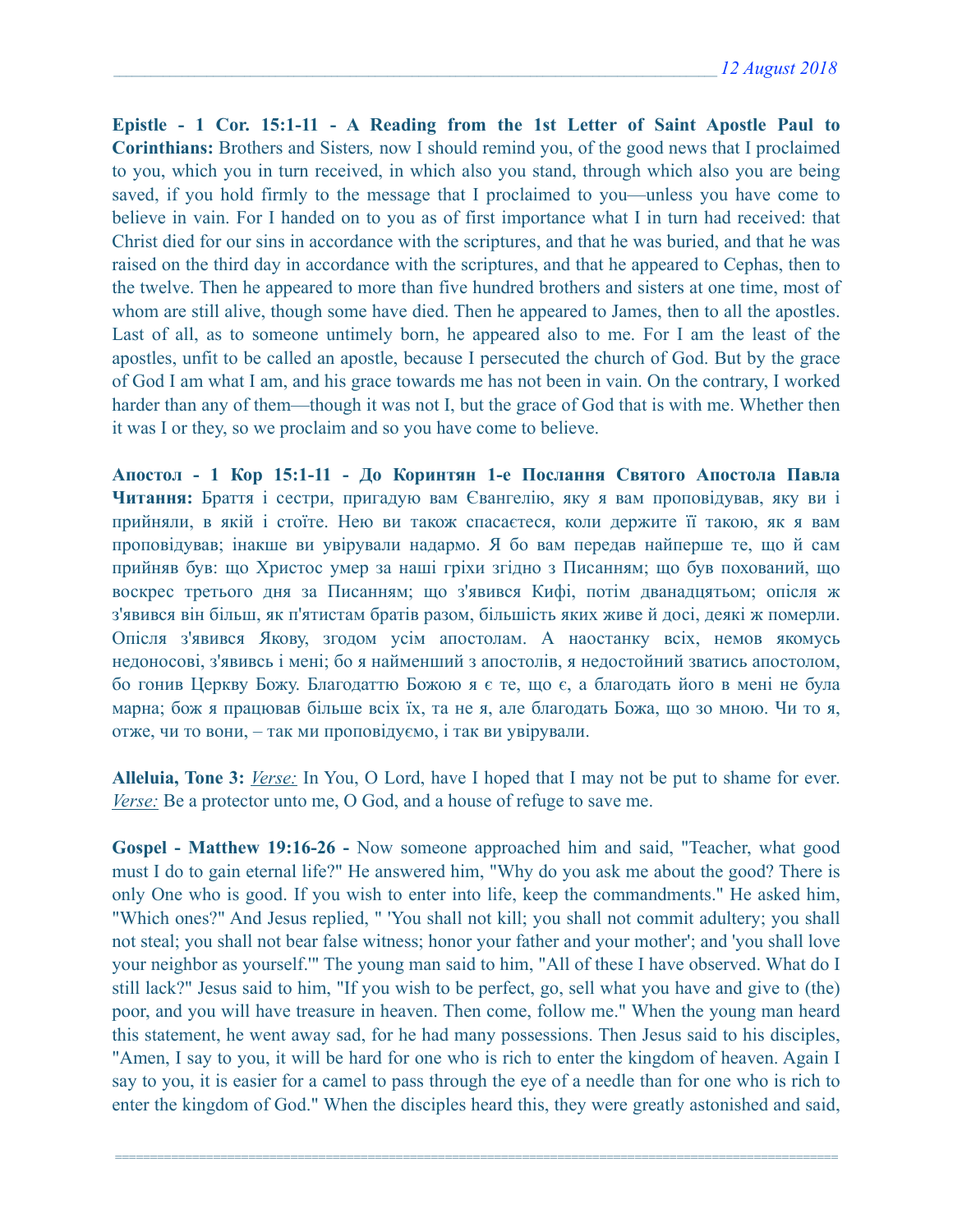**Epistle - 1 Cor. 15:1-11 - A Reading from the 1st Letter of Saint Apostle Paul to Corinthians:** Brothers and Sisters*,* now I should remind you, of the good news that I proclaimed to you, which you in turn received, in which also you stand, through which also you are being saved, if you hold firmly to the message that I proclaimed to you—unless you have come to believe in vain. For I handed on to you as of first importance what I in turn had received: that Christ died for our sins in accordance with the scriptures, and that he was buried, and that he was raised on the third day in accordance with the scriptures, and that he appeared to Cephas, then to the twelve. Then he appeared to more than five hundred brothers and sisters at one time, most of whom are still alive, though some have died. Then he appeared to James, then to all the apostles. Last of all, as to someone untimely born, he appeared also to me. For I am the least of the apostles, unfit to be called an apostle, because I persecuted the church of God. But by the grace of God I am what I am, and his grace towards me has not been in vain. On the contrary, I worked harder than any of them—though it was not I, but the grace of God that is with me. Whether then it was I or they, so we proclaim and so you have come to believe.

**Апостол - 1 Кор 15:1-11 - До Коринтян 1-е Послання Святого Апостола Павла Читання:** Браття і сестри, пригадую вам Євангелію, яку я вам проповідував, яку ви і прийняли, в якій і стоїте. Нею ви також спасаєтеся, коли держите її такою, як я вам проповідував; інакше ви увірували надармо. Я бо вам передав найперше те, що й сам прийняв був: що Христос умер за наші гріхи згідно з Писанням; що був похований, що воскрес третього дня за Писанням; що з'явився Кифі, потім дванадцятьом; опісля ж з'явився він більш, як п'ятистам братів разом, більшість яких живе й досі, деякі ж померли. Опісля з'явився Якову, згодом усім апостолам. А наостанку всіх, немов якомусь недоносові, з'явивсь і мені; бо я найменший з апостолів, я недостойний зватись апостолом, бо гонив Церкву Божу. Благодаттю Божою я є те, що є, а благодать його в мені не була марна; бож я працював більше всіх їх, та не я, але благодать Божа, що зо мною. Чи то я, отже, чи то вони, – так ми проповідуємо, і так ви увірували.

**Alleluia, Tone 3:** *Verse:* In You, O Lord, have I hoped that I may not be put to shame for ever. *Verse:* Be a protector unto me, O God, and a house of refuge to save me.

**Gospel - Matthew 19:16-26 -** Now someone approached him and said, "Teacher, what good must I do to gain eternal life?" He answered him, "Why do you ask me about the good? There is only One who is good. If you wish to enter into life, keep the commandments." He asked him, "Which ones?" And Jesus replied, " 'You shall not kill; you shall not commit adultery; you shall not steal; you shall not bear false witness; honor your father and your mother'; and 'you shall love your neighbor as yourself.'" The young man said to him, "All of these I have observed. What do I still lack?" Jesus said to him, "If you wish to be perfect, go, sell what you have and give to (the) poor, and you will have treasure in heaven. Then come, follow me." When the young man heard this statement, he went away sad, for he had many possessions. Then Jesus said to his disciples, "Amen, I say to you, it will be hard for one who is rich to enter the kingdom of heaven. Again I say to you, it is easier for a camel to pass through the eye of a needle than for one who is rich to enter the kingdom of God." When the disciples heard this, they were greatly astonished and said,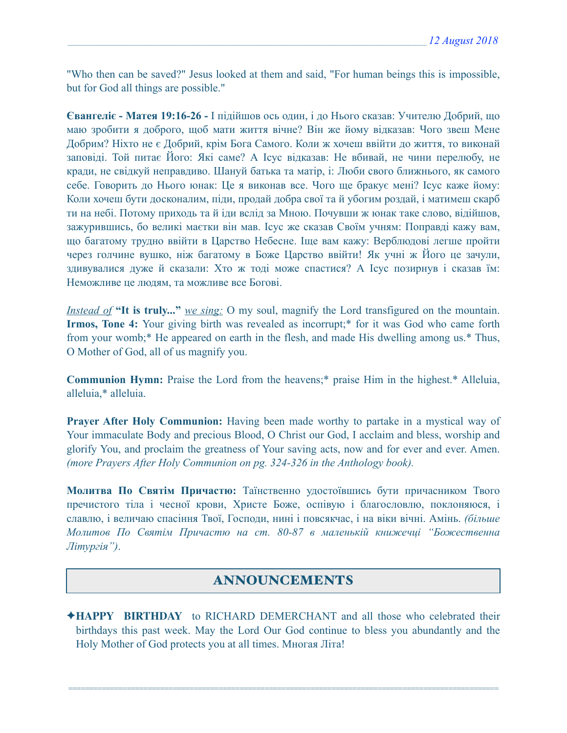"Who then can be saved?" Jesus looked at them and said, "For human beings this is impossible, but for God all things are possible."

**Євангеліє - Матея 19:16-26 -** І підійшов ось один, і до Нього сказав: Учителю Добрий, що маю зробити я доброго, щоб мати життя вічне? Він же йому відказав: Чого звеш Мене Добрим? Ніхто не є Добрий, крім Бога Самого. Коли ж хочеш ввійти до життя, то виконай заповіді. Той питає Його: Які саме? А Ісус відказав: Не вбивай, не чини перелюбу, не кради, не свідкуй неправдиво. Шануй батька та матір, і: Люби свого ближнього, як самого себе. Говорить до Нього юнак: Це я виконав все. Чого ще бракує мені? Ісус каже йому: Коли хочеш бути досконалим, піди, продай добра свої та й убогим роздай, і матимеш скарб ти на небі. Потому приходь та й іди вслід за Мною. Почувши ж юнак таке слово, відійшов, зажурившись, бо великі маєтки він мав. Ісус же сказав Своїм учням: Поправді кажу вам, що багатому трудно ввійти в Царство Небесне. Іще вам кажу: Верблюдові легше пройти через голчине вушко, ніж багатому в Боже Царство ввійти! Як учні ж Його це зачули, здивувалися дуже й сказали: Хто ж тоді може спастися? А Ісус позирнув і сказав їм: Неможливе це людям, та можливе все Богові.

*Instead of* **"It is truly..."** *we sing:* O my soul, magnify the Lord transfigured on the mountain. **Irmos, Tone 4:** Your giving birth was revealed as incorrupt;* for it was God who came forth from your womb;* He appeared on earth in the flesh, and made His dwelling among us.* Thus, O Mother of God, all of us magnify you.

**Communion Hymn:** Praise the Lord from the heavens;* praise Him in the highest.* Alleluia, alleluia,* alleluia.

**Prayer After Holy Communion:** Having been made worthy to partake in a mystical way of Your immaculate Body and precious Blood, O Christ our God, I acclaim and bless, worship and glorify You, and proclaim the greatness of Your saving acts, now and for ever and ever. Amen. *(more Prayers After Holy Communion on pg. 324-326 in the Anthology book).*

**Молитва По Святім Причастю:** Таїнственно удостоївшись бути причасником Твого пречистого тіла і чесної крови, Христе Боже, оспівую і благословлю, поклоняюся, і славлю, і величаю спасіння Твої, Господи, нині і повсякчас, і на віки вічні. Амінь. *(більше Молитов По Святім Причастю на ст. 80-87 в маленькій книжечці "Божественна Літургія")*.

## ANNOUNCEMENTS

✦**HAPPY BIRTHDAY** to RICHARD DEMERCHANT and all those who celebrated their birthdays this past week. May the Lord Our God continue to bless you abundantly and the Holy Mother of God protects you at all times. Многая Літа!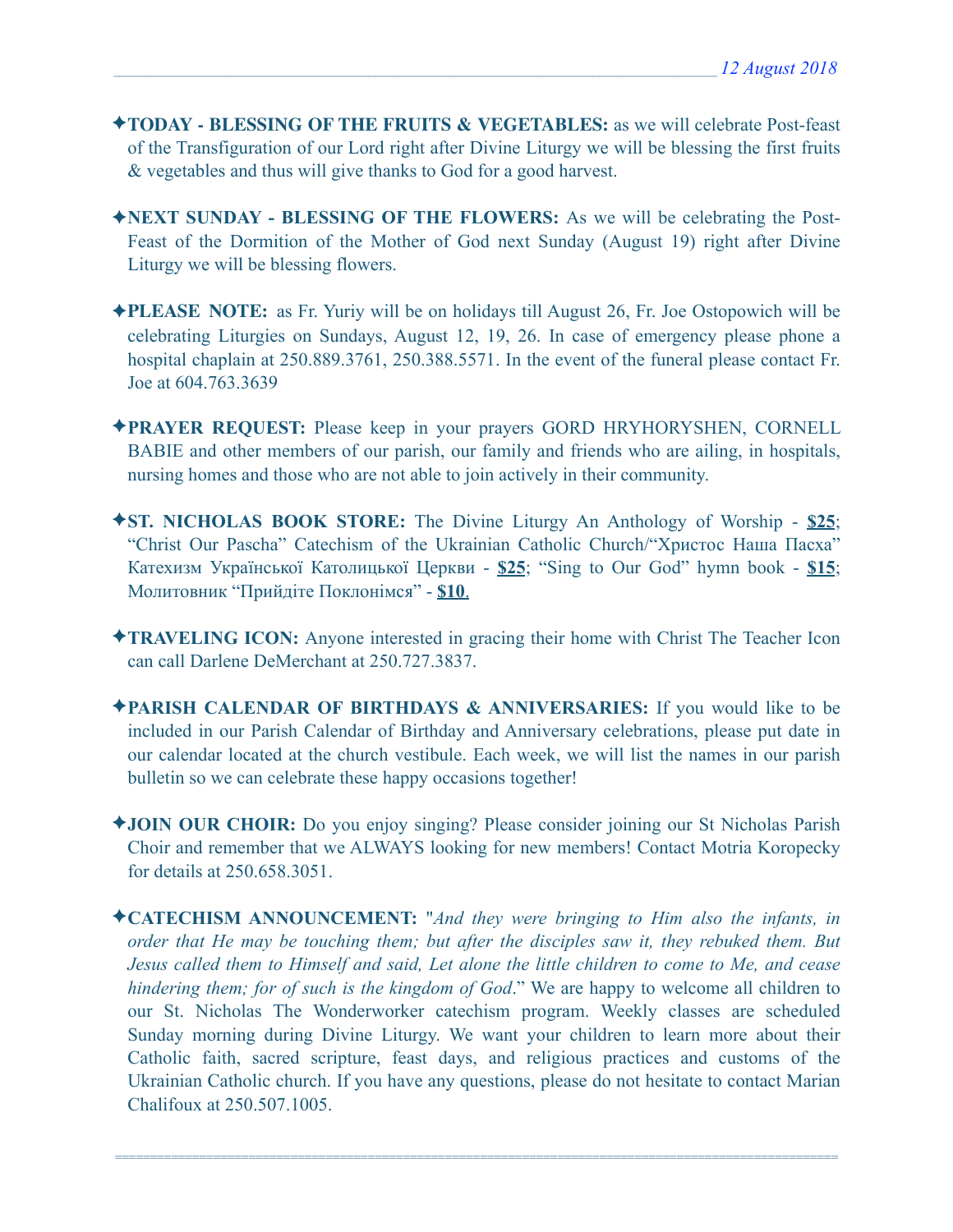✦**TODAY - BLESSING OF THE FRUITS & VEGETABLES:** as we will celebrate Post-feast of the Transfiguration of our Lord right after Divine Liturgy we will be blessing the first fruits & vegetables and thus will give thanks to God for a good harvest.

✦**NEXT SUNDAY - BLESSING OF THE FLOWERS:** As we will be celebrating the Post-Feast of the Dormition of the Mother of God next Sunday (August 19) right after Divine Liturgy we will be blessing flowers.

✦**PLEASE NOTE:** as Fr. Yuriy will be on holidays till August 26, Fr. Joe Ostopowich will be celebrating Liturgies on Sundays, August 12, 19, 26. In case of emergency please phone a hospital chaplain at 250.889.3761, 250.388.5571. In the event of the funeral please contact Fr. Joe at 604.763.3639

✦**PRAYER REQUEST:** Please keep in your prayers GORD HRYHORYSHEN, CORNELL BABIE and other members of our parish, our family and friends who are ailing, in hospitals, nursing homes and those who are not able to join actively in their community.

✦**ST. NICHOLAS BOOK STORE:** The Divine Liturgy An Anthology of Worship - **$25**; "Christ Our Pascha" Catechism of the Ukrainian Catholic Church/"Христос Наша Пасха" Катехизм Української Католицької Церкви - **$25**; "Sing to Our God" hymn book - **$15**; Молитовник "Прийдіте Поклонімся" - **$10**.

✦**TRAVELING ICON:** Anyone interested in gracing their home with Christ The Teacher Icon can call Darlene DeMerchant at 250.727.3837.

✦**PARISH CALENDAR OF BIRTHDAYS & ANNIVERSARIES:** If you would like to be included in our Parish Calendar of Birthday and Anniversary celebrations, please put date in our calendar located at the church vestibule. Each week, we will list the names in our parish bulletin so we can celebrate these happy occasions together!

✦**JOIN OUR CHOIR:** Do you enjoy singing? Please consider joining our St Nicholas Parish Choir and remember that we ALWAYS looking for new members! Contact Motria Koropecky for details at 250.658.3051.

✦**CATECHISM ANNOUNCEMENT:** "*And they were bringing to Him also the infants, in order that He may be touching them; but after the disciples saw it, they rebuked them. But Jesus called them to Himself and said, Let alone the little children to come to Me, and cease hindering them; for of such is the kingdom of God*." We are happy to welcome all children to our St. Nicholas The Wonderworker catechism program. Weekly classes are scheduled Sunday morning during Divine Liturgy. We want your children to learn more about their Catholic faith, sacred scripture, feast days, and religious practices and customs of the Ukrainian Catholic church. If you have any questions, please do not hesitate to contact Marian Chalifoux at 250.507.1005.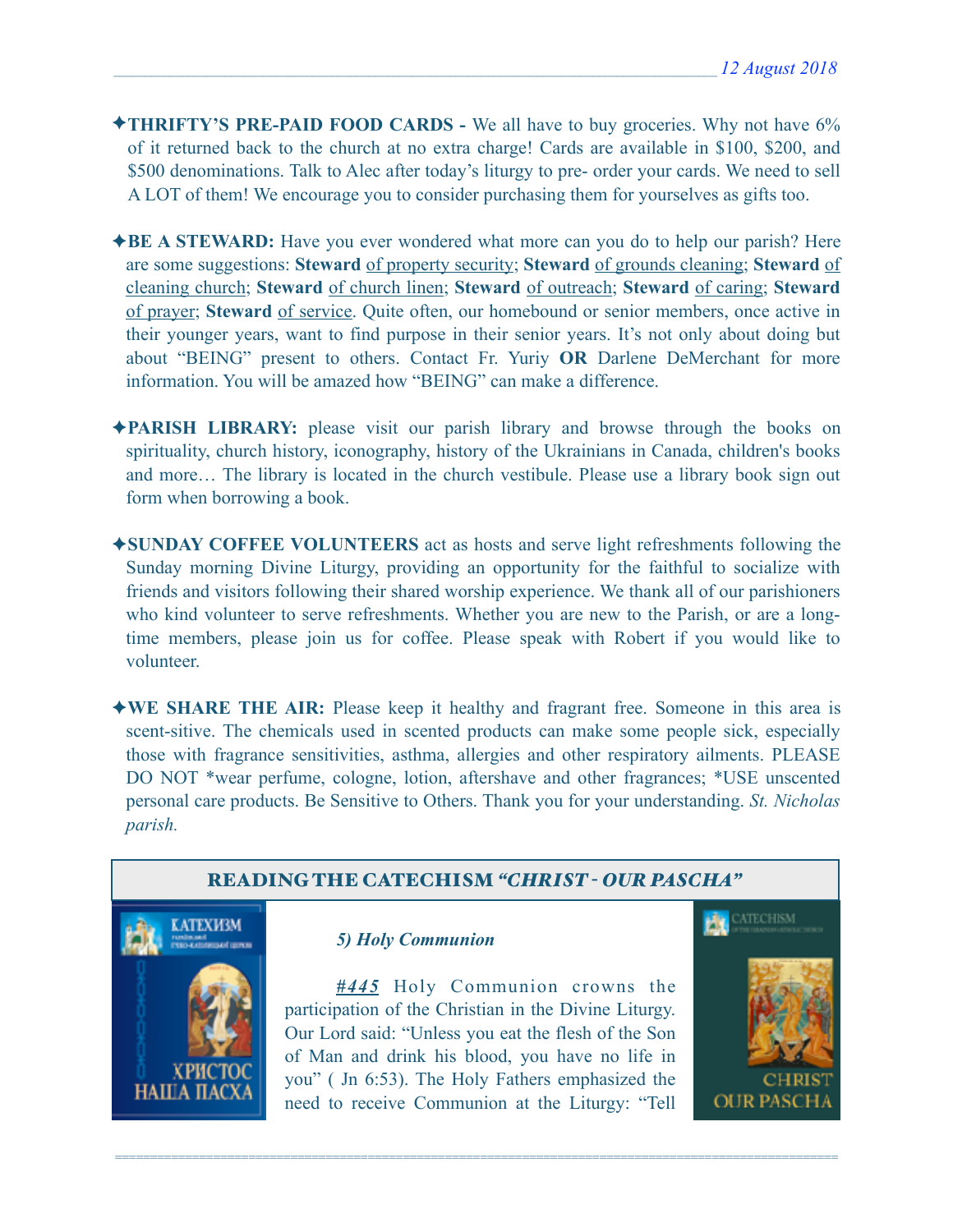✦**THRIFTY'S PRE-PAID FOOD CARDS -** We all have to buy groceries. Why not have 6% of it returned back to the church at no extra charge! Cards are available in $100, $200, and $500 denominations. Talk to Alec after today's liturgy to pre- order your cards. We need to sell A LOT of them! We encourage you to consider purchasing them for yourselves as gifts too.

✦**BE A STEWARD:** Have you ever wondered what more can you do to help our parish? Here are some suggestions: **Steward** of property security; **Steward** of grounds cleaning; **Steward** of cleaning church; **Steward** of church linen; **Steward** of outreach; **Steward** of caring; **Steward** of prayer; **Steward** of service. Quite often, our homebound or senior members, once active in their younger years, want to find purpose in their senior years. It's not only about doing but about "BEING" present to others. Contact Fr. Yuriy **OR** Darlene DeMerchant for more information. You will be amazed how "BEING" can make a difference.

✦**PARISH LIBRARY:** please visit our parish library and browse through the books on spirituality, church history, iconography, history of the Ukrainians in Canada, children's books and more… The library is located in the church vestibule. Please use a library book sign out form when borrowing a book.

✦**SUNDAY COFFEE VOLUNTEERS** act as hosts and serve light refreshments following the Sunday morning Divine Liturgy, providing an opportunity for the faithful to socialize with friends and visitors following their shared worship experience. We thank all of our parishioners who kind volunteer to serve refreshments. Whether you are new to the Parish, or are a long-time members, please join us for coffee. Please speak with Robert if you would like to volunteer.

✦**WE SHARE THE AIR:** Please keep it healthy and fragrant free. Someone in this area is scent-sitive. The chemicals used in scented products can make some people sick, especially those with fragrance sensitivities, asthma, allergies and other respiratory ailments. PLEASE DO NOT *wear perfume, cologne, lotion, aftershave and other fragrances; *USE unscented personal care products. Be Sensitive to Others. Thank you for your understanding. *St. Nicholas parish.*

## READING THE CATECHISM *"CHRIST - OUR PASCHA"*

***5) Holy Communion***

***#445*** Holy Communion crowns the participation of the Christian in the Divine Liturgy. Our Lord said: "Unless you eat the flesh of the Son of Man and drink his blood, you have no life in you" ( Jn 6:53). The Holy Fathers emphasized the need to receive Communion at the Liturgy: "Tell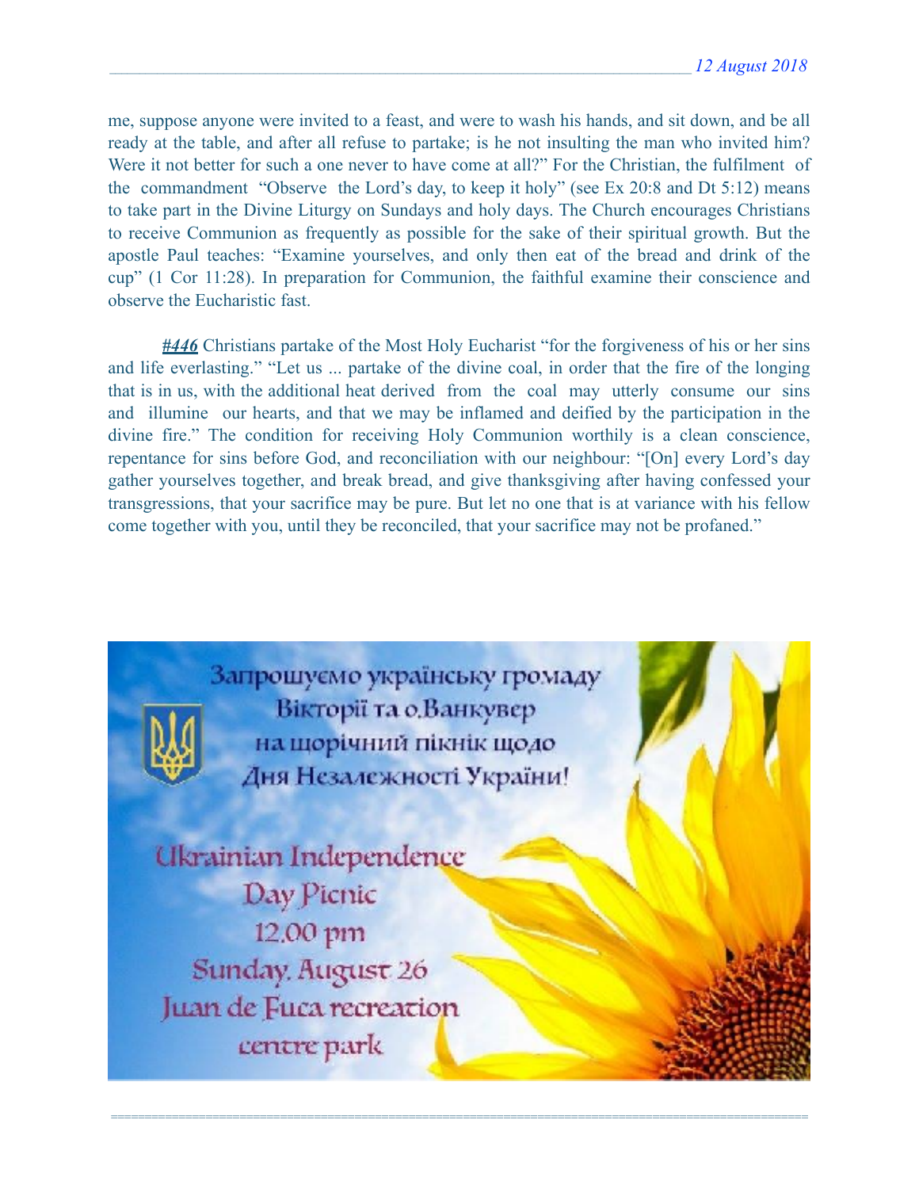me, suppose anyone were invited to a feast, and were to wash his hands, and sit down, and be all ready at the table, and after all refuse to partake; is he not insulting the man who invited him? Were it not better for such a one never to have come at all?" For the Christian, the fulfilment of the commandment "Observe the Lord's day, to keep it holy" (see Ex 20:8 and Dt 5:12) means to take part in the Divine Liturgy on Sundays and holy days. The Church encourages Christians to receive Communion as frequently as possible for the sake of their spiritual growth. But the apostle Paul teaches: "Examine yourselves, and only then eat of the bread and drink of the cup" (1 Cor 11:28). In preparation for Communion, the faithful examine their conscience and observe the Eucharistic fast.

***#446*** Christians partake of the Most Holy Eucharist "for the forgiveness of his or her sins and life everlasting." "Let us ... partake of the divine coal, in order that the fire of the longing that is in us, with the additional heat derived from the coal may utterly consume our sins and illumine our hearts, and that we may be inflamed and deified by the participation in the divine fire." The condition for receiving Holy Communion worthily is a clean conscience, repentance for sins before God, and reconciliation with our neighbour: "[On] every Lord's day gather yourselves together, and break bread, and give thanksgiving after having confessed your transgressions, that your sacrifice may be pure. But let no one that is at variance with his fellow come together with you, until they be reconciled, that your sacrifice may not be profaned."

Запрошуємо українську громаду Вікторії та о.Ванкувер на щорічний пікнік щодо Дня Незалежності України!

Ukrainian Independence Day Picnic
12.00 pm
Sunday, August 26
Juan de Fuca recreation centre park